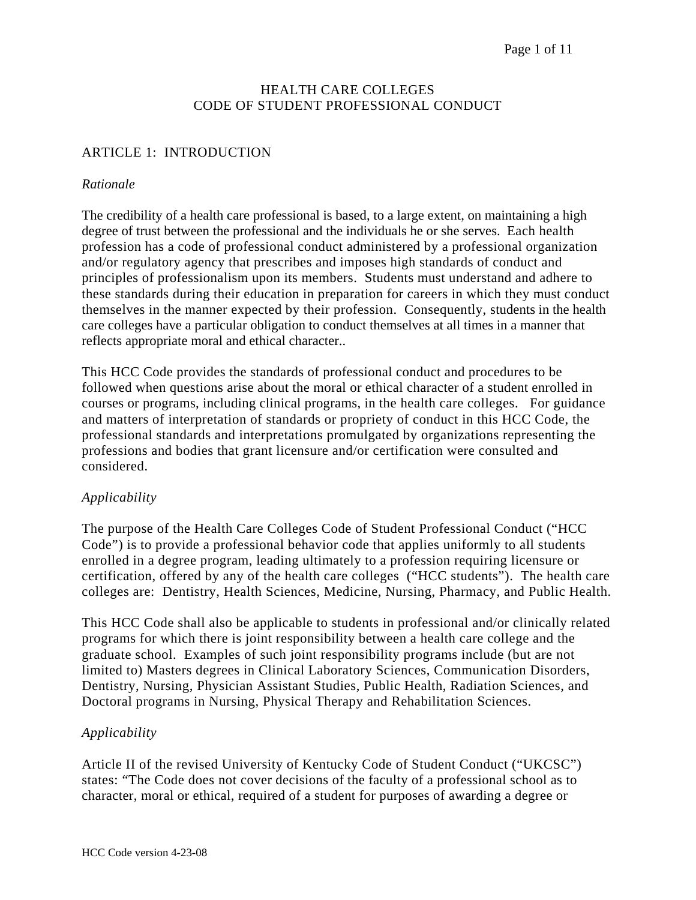# HEALTH CARE COLLEGES
# CODE OF STUDENT PROFESSIONAL CONDUCT

## ARTICLE 1: INTRODUCTION

*Rationale*

The credibility of a health care professional is based, to a large extent, on maintaining a high degree of trust between the professional and the individuals he or she serves. Each health profession has a code of professional conduct administered by a professional organization and/or regulatory agency that prescribes and imposes high standards of conduct and principles of professionalism upon its members. Students must understand and adhere to these standards during their education in preparation for careers in which they must conduct themselves in the manner expected by their profession. Consequently, students in the health care colleges have a particular obligation to conduct themselves at all times in a manner that reflects appropriate moral and ethical character..

This HCC Code provides the standards of professional conduct and procedures to be followed when questions arise about the moral or ethical character of a student enrolled in courses or programs, including clinical programs, in the health care colleges. For guidance and matters of interpretation of standards or propriety of conduct in this HCC Code, the professional standards and interpretations promulgated by organizations representing the professions and bodies that grant licensure and/or certification were consulted and considered.

*Applicability*

The purpose of the Health Care Colleges Code of Student Professional Conduct ("HCC Code") is to provide a professional behavior code that applies uniformly to all students enrolled in a degree program, leading ultimately to a profession requiring licensure or certification, offered by any of the health care colleges ("HCC students"). The health care colleges are: Dentistry, Health Sciences, Medicine, Nursing, Pharmacy, and Public Health.

This HCC Code shall also be applicable to students in professional and/or clinically related programs for which there is joint responsibility between a health care college and the graduate school. Examples of such joint responsibility programs include (but are not limited to) Masters degrees in Clinical Laboratory Sciences, Communication Disorders, Dentistry, Nursing, Physician Assistant Studies, Public Health, Radiation Sciences, and Doctoral programs in Nursing, Physical Therapy and Rehabilitation Sciences.

*Applicability*

Article II of the revised University of Kentucky Code of Student Conduct ("UKCSC") states: "The Code does not cover decisions of the faculty of a professional school as to character, moral or ethical, required of a student for purposes of awarding a degree or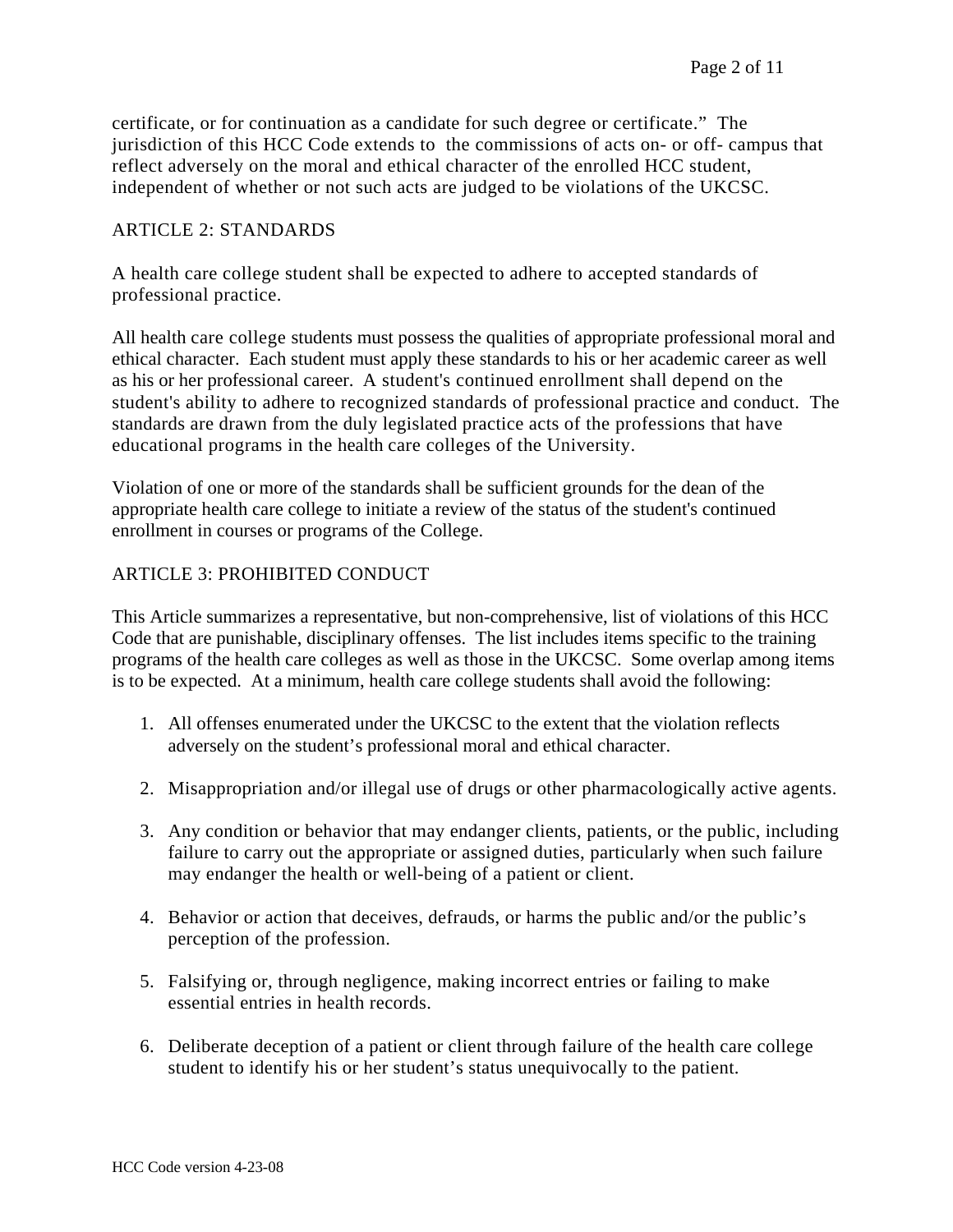certificate, or for continuation as a candidate for such degree or certificate." The jurisdiction of this HCC Code extends to the commissions of acts on- or off- campus that reflect adversely on the moral and ethical character of the enrolled HCC student, independent of whether or not such acts are judged to be violations of the UKCSC.

## ARTICLE 2: STANDARDS

A health care college student shall be expected to adhere to accepted standards of professional practice.

All health care college students must possess the qualities of appropriate professional moral and ethical character. Each student must apply these standards to his or her academic career as well as his or her professional career. A student's continued enrollment shall depend on the student's ability to adhere to recognized standards of professional practice and conduct. The standards are drawn from the duly legislated practice acts of the professions that have educational programs in the health care colleges of the University.

Violation of one or more of the standards shall be sufficient grounds for the dean of the appropriate health care college to initiate a review of the status of the student's continued enrollment in courses or programs of the College.

## ARTICLE 3: PROHIBITED CONDUCT

This Article summarizes a representative, but non-comprehensive, list of violations of this HCC Code that are punishable, disciplinary offenses. The list includes items specific to the training programs of the health care colleges as well as those in the UKCSC. Some overlap among items is to be expected. At a minimum, health care college students shall avoid the following:

1. All offenses enumerated under the UKCSC to the extent that the violation reflects adversely on the student's professional moral and ethical character.

2. Misappropriation and/or illegal use of drugs or other pharmacologically active agents.

3. Any condition or behavior that may endanger clients, patients, or the public, including failure to carry out the appropriate or assigned duties, particularly when such failure may endanger the health or well-being of a patient or client.

4. Behavior or action that deceives, defrauds, or harms the public and/or the public's perception of the profession.

5. Falsifying or, through negligence, making incorrect entries or failing to make essential entries in health records.

6. Deliberate deception of a patient or client through failure of the health care college student to identify his or her student's status unequivocally to the patient.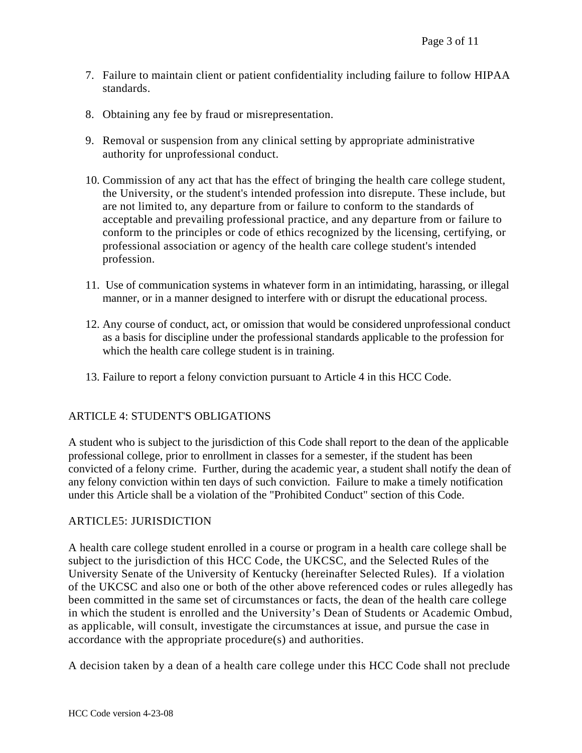7. Failure to maintain client or patient confidentiality including failure to follow HIPAA standards.

8. Obtaining any fee by fraud or misrepresentation.

9. Removal or suspension from any clinical setting by appropriate administrative authority for unprofessional conduct.

10. Commission of any act that has the effect of bringing the health care college student, the University, or the student's intended profession into disrepute. These include, but are not limited to, any departure from or failure to conform to the standards of acceptable and prevailing professional practice, and any departure from or failure to conform to the principles or code of ethics recognized by the licensing, certifying, or professional association or agency of the health care college student's intended profession.

11. Use of communication systems in whatever form in an intimidating, harassing, or illegal manner, or in a manner designed to interfere with or disrupt the educational process.

12. Any course of conduct, act, or omission that would be considered unprofessional conduct as a basis for discipline under the professional standards applicable to the profession for which the health care college student is in training.

13. Failure to report a felony conviction pursuant to Article 4 in this HCC Code.

## ARTICLE 4: STUDENT'S OBLIGATIONS

A student who is subject to the jurisdiction of this Code shall report to the dean of the applicable professional college, prior to enrollment in classes for a semester, if the student has been convicted of a felony crime. Further, during the academic year, a student shall notify the dean of any felony conviction within ten days of such conviction. Failure to make a timely notification under this Article shall be a violation of the "Prohibited Conduct" section of this Code.

## ARTICLE5: JURISDICTION

A health care college student enrolled in a course or program in a health care college shall be subject to the jurisdiction of this HCC Code, the UKCSC, and the Selected Rules of the University Senate of the University of Kentucky (hereinafter Selected Rules). If a violation of the UKCSC and also one or both of the other above referenced codes or rules allegedly has been committed in the same set of circumstances or facts, the dean of the health care college in which the student is enrolled and the University's Dean of Students or Academic Ombud, as applicable, will consult, investigate the circumstances at issue, and pursue the case in accordance with the appropriate procedure(s) and authorities.

A decision taken by a dean of a health care college under this HCC Code shall not preclude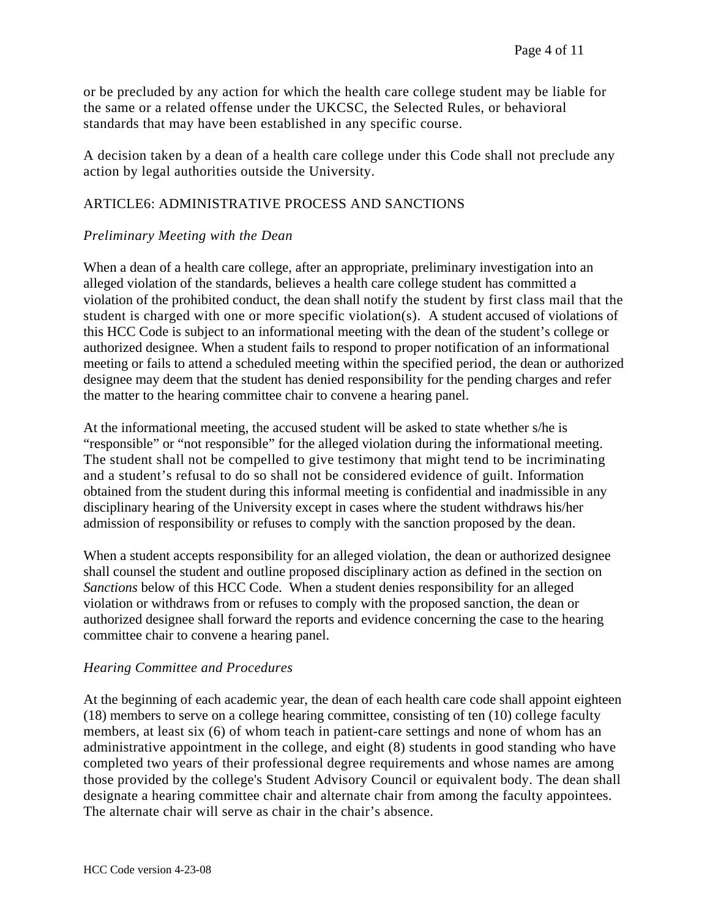or be precluded by any action for which the health care college student may be liable for the same or a related offense under the UKCSC, the Selected Rules, or behavioral standards that may have been established in any specific course.

A decision taken by a dean of a health care college under this Code shall not preclude any action by legal authorities outside the University.

## ARTICLE6: ADMINISTRATIVE PROCESS AND SANCTIONS

*Preliminary Meeting with the Dean*

When a dean of a health care college, after an appropriate, preliminary investigation into an alleged violation of the standards, believes a health care college student has committed a violation of the prohibited conduct, the dean shall notify the student by first class mail that the student is charged with one or more specific violation(s). A student accused of violations of this HCC Code is subject to an informational meeting with the dean of the student's college or authorized designee. When a student fails to respond to proper notification of an informational meeting or fails to attend a scheduled meeting within the specified period, the dean or authorized designee may deem that the student has denied responsibility for the pending charges and refer the matter to the hearing committee chair to convene a hearing panel.

At the informational meeting, the accused student will be asked to state whether s/he is "responsible" or "not responsible" for the alleged violation during the informational meeting. The student shall not be compelled to give testimony that might tend to be incriminating and a student's refusal to do so shall not be considered evidence of guilt. Information obtained from the student during this informal meeting is confidential and inadmissible in any disciplinary hearing of the University except in cases where the student withdraws his/her admission of responsibility or refuses to comply with the sanction proposed by the dean.

When a student accepts responsibility for an alleged violation, the dean or authorized designee shall counsel the student and outline proposed disciplinary action as defined in the section on *Sanctions* below of this HCC Code. When a student denies responsibility for an alleged violation or withdraws from or refuses to comply with the proposed sanction, the dean or authorized designee shall forward the reports and evidence concerning the case to the hearing committee chair to convene a hearing panel.

*Hearing Committee and Procedures*

At the beginning of each academic year, the dean of each health care code shall appoint eighteen (18) members to serve on a college hearing committee, consisting of ten (10) college faculty members, at least six (6) of whom teach in patient-care settings and none of whom has an administrative appointment in the college, and eight (8) students in good standing who have completed two years of their professional degree requirements and whose names are among those provided by the college's Student Advisory Council or equivalent body. The dean shall designate a hearing committee chair and alternate chair from among the faculty appointees. The alternate chair will serve as chair in the chair's absence.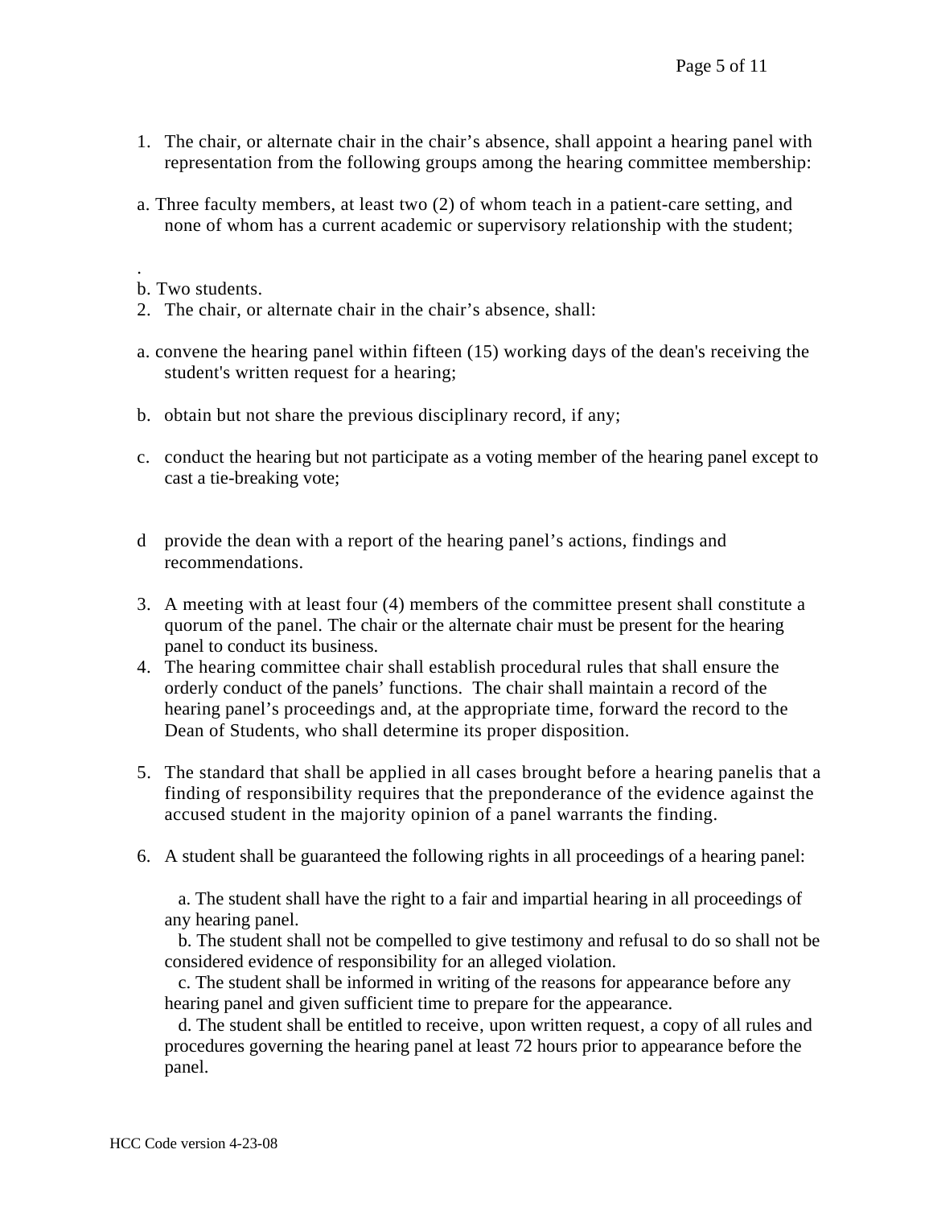1. The chair, or alternate chair in the chair's absence, shall appoint a hearing panel with representation from the following groups among the hearing committee membership:

a. Three faculty members, at least two (2) of whom teach in a patient-care setting, and none of whom has a current academic or supervisory relationship with the student;

.

b. Two students.

2. The chair, or alternate chair in the chair's absence, shall:

a. convene the hearing panel within fifteen (15) working days of the dean's receiving the student's written request for a hearing;

b. obtain but not share the previous disciplinary record, if any;

c. conduct the hearing but not participate as a voting member of the hearing panel except to cast a tie-breaking vote;

d provide the dean with a report of the hearing panel's actions, findings and recommendations.

3. A meeting with at least four (4) members of the committee present shall constitute a quorum of the panel. The chair or the alternate chair must be present for the hearing panel to conduct its business.
4. The hearing committee chair shall establish procedural rules that shall ensure the orderly conduct of the panels' functions. The chair shall maintain a record of the hearing panel's proceedings and, at the appropriate time, forward the record to the Dean of Students, who shall determine its proper disposition.

5. The standard that shall be applied in all cases brought before a hearing panelis that a finding of responsibility requires that the preponderance of the evidence against the accused student in the majority opinion of a panel warrants the finding.

6. A student shall be guaranteed the following rights in all proceedings of a hearing panel:

   a. The student shall have the right to a fair and impartial hearing in all proceedings of any hearing panel.
   b. The student shall not be compelled to give testimony and refusal to do so shall not be considered evidence of responsibility for an alleged violation.
   c. The student shall be informed in writing of the reasons for appearance before any hearing panel and given sufficient time to prepare for the appearance.
   d. The student shall be entitled to receive, upon written request, a copy of all rules and procedures governing the hearing panel at least 72 hours prior to appearance before the panel.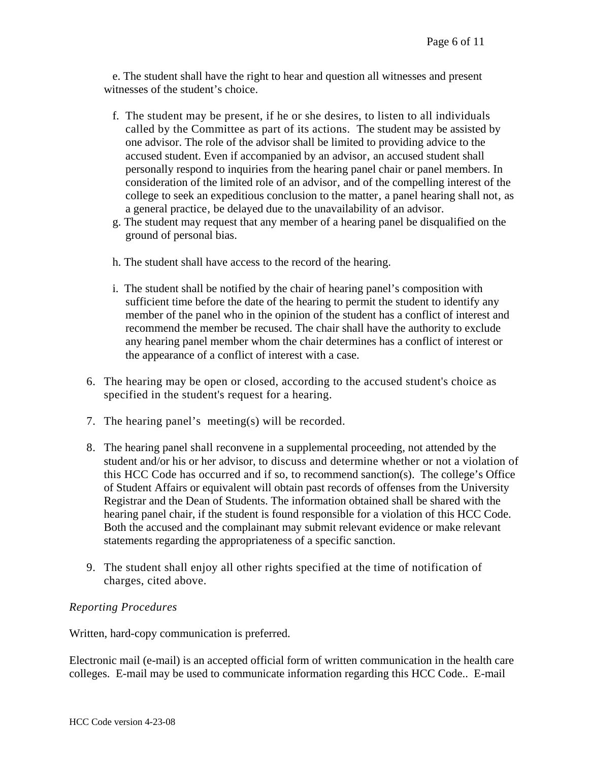e. The student shall have the right to hear and question all witnesses and present witnesses of the student's choice.

f. The student may be present, if he or she desires, to listen to all individuals called by the Committee as part of its actions. The student may be assisted by one advisor. The role of the advisor shall be limited to providing advice to the accused student. Even if accompanied by an advisor, an accused student shall personally respond to inquiries from the hearing panel chair or panel members. In consideration of the limited role of an advisor, and of the compelling interest of the college to seek an expeditious conclusion to the matter, a panel hearing shall not, as a general practice, be delayed due to the unavailability of an advisor.

g. The student may request that any member of a hearing panel be disqualified on the ground of personal bias.

h. The student shall have access to the record of the hearing.

i. The student shall be notified by the chair of hearing panel's composition with sufficient time before the date of the hearing to permit the student to identify any member of the panel who in the opinion of the student has a conflict of interest and recommend the member be recused. The chair shall have the authority to exclude any hearing panel member whom the chair determines has a conflict of interest or the appearance of a conflict of interest with a case.

6. The hearing may be open or closed, according to the accused student's choice as specified in the student's request for a hearing.

7. The hearing panel's meeting(s) will be recorded.

8. The hearing panel shall reconvene in a supplemental proceeding, not attended by the student and/or his or her advisor, to discuss and determine whether or not a violation of this HCC Code has occurred and if so, to recommend sanction(s). The college's Office of Student Affairs or equivalent will obtain past records of offenses from the University Registrar and the Dean of Students. The information obtained shall be shared with the hearing panel chair, if the student is found responsible for a violation of this HCC Code. Both the accused and the complainant may submit relevant evidence or make relevant statements regarding the appropriateness of a specific sanction.

9. The student shall enjoy all other rights specified at the time of notification of charges, cited above.

*Reporting Procedures*

Written, hard-copy communication is preferred.

Electronic mail (e-mail) is an accepted official form of written communication in the health care colleges. E-mail may be used to communicate information regarding this HCC Code.. E-mail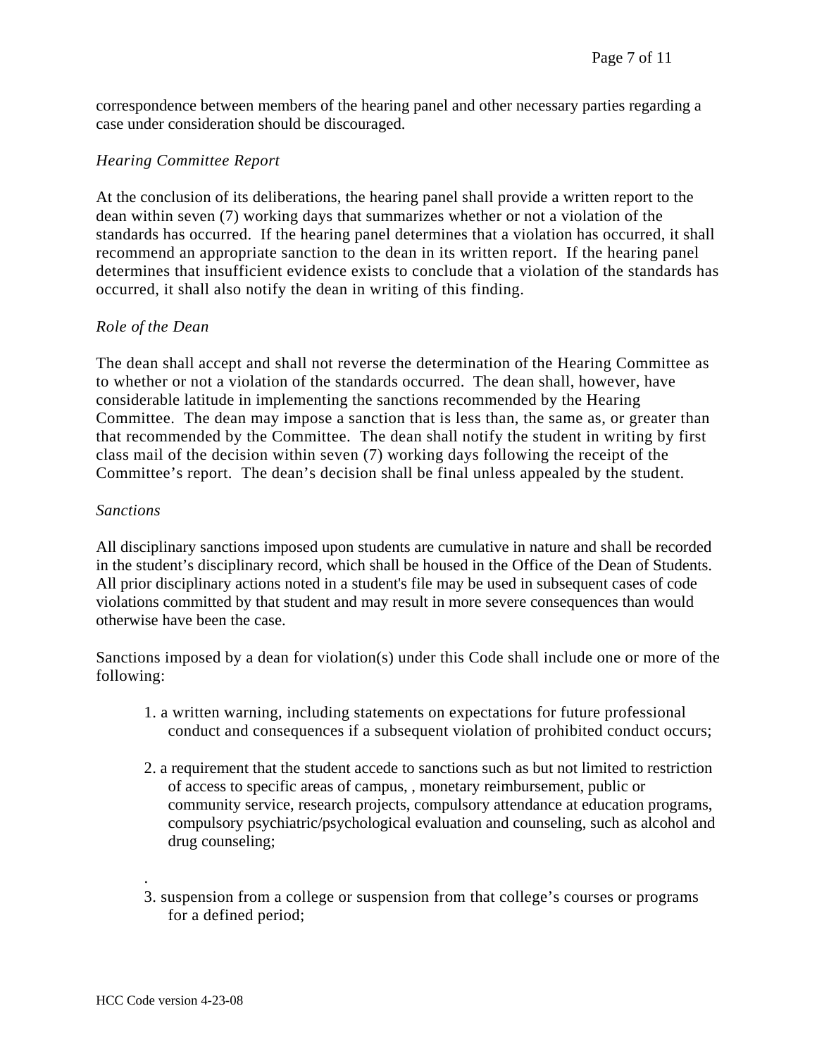correspondence between members of the hearing panel and other necessary parties regarding a case under consideration should be discouraged.

*Hearing Committee Report*

At the conclusion of its deliberations, the hearing panel shall provide a written report to the dean within seven (7) working days that summarizes whether or not a violation of the standards has occurred. If the hearing panel determines that a violation has occurred, it shall recommend an appropriate sanction to the dean in its written report. If the hearing panel determines that insufficient evidence exists to conclude that a violation of the standards has occurred, it shall also notify the dean in writing of this finding.

*Role of the Dean*

The dean shall accept and shall not reverse the determination of the Hearing Committee as to whether or not a violation of the standards occurred. The dean shall, however, have considerable latitude in implementing the sanctions recommended by the Hearing Committee. The dean may impose a sanction that is less than, the same as, or greater than that recommended by the Committee. The dean shall notify the student in writing by first class mail of the decision within seven (7) working days following the receipt of the Committee's report. The dean's decision shall be final unless appealed by the student.

*Sanctions*

All disciplinary sanctions imposed upon students are cumulative in nature and shall be recorded in the student's disciplinary record, which shall be housed in the Office of the Dean of Students. All prior disciplinary actions noted in a student's file may be used in subsequent cases of code violations committed by that student and may result in more severe consequences than would otherwise have been the case.

Sanctions imposed by a dean for violation(s) under this Code shall include one or more of the following:

1. a written warning, including statements on expectations for future professional conduct and consequences if a subsequent violation of prohibited conduct occurs;

2. a requirement that the student accede to sanctions such as but not limited to restriction of access to specific areas of campus, , monetary reimbursement, public or community service, research projects, compulsory attendance at education programs, compulsory psychiatric/psychological evaluation and counseling, such as alcohol and drug counseling;

.

3. suspension from a college or suspension from that college's courses or programs for a defined period;

HCC Code version 4-23-08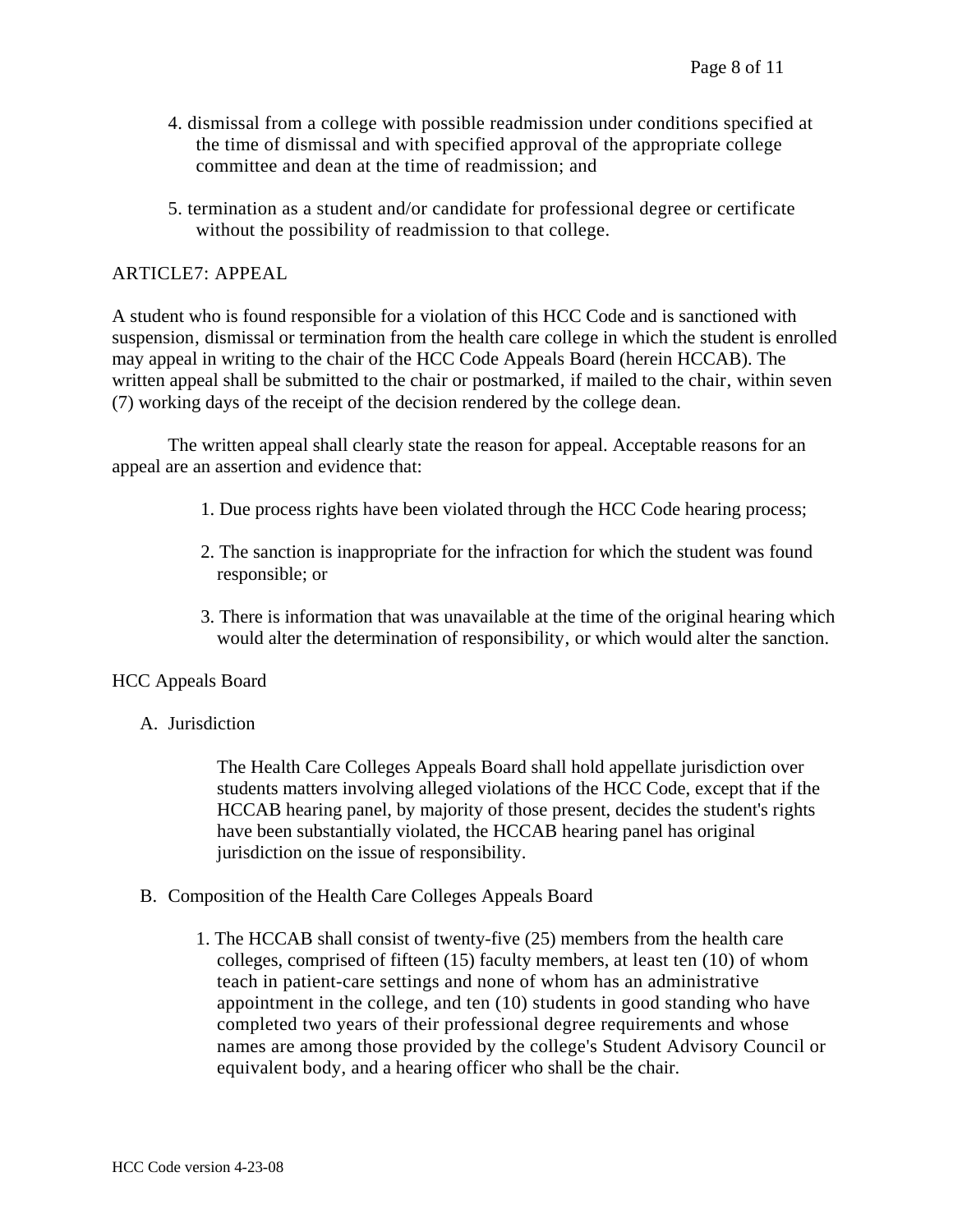4. dismissal from a college with possible readmission under conditions specified at the time of dismissal and with specified approval of the appropriate college committee and dean at the time of readmission; and

5. termination as a student and/or candidate for professional degree or certificate without the possibility of readmission to that college.

## ARTICLE7: APPEAL

A student who is found responsible for a violation of this HCC Code and is sanctioned with suspension, dismissal or termination from the health care college in which the student is enrolled may appeal in writing to the chair of the HCC Code Appeals Board (herein HCCAB). The written appeal shall be submitted to the chair or postmarked, if mailed to the chair, within seven (7) working days of the receipt of the decision rendered by the college dean.

The written appeal shall clearly state the reason for appeal. Acceptable reasons for an appeal are an assertion and evidence that:

1. Due process rights have been violated through the HCC Code hearing process;

2. The sanction is inappropriate for the infraction for which the student was found responsible; or

3. There is information that was unavailable at the time of the original hearing which would alter the determination of responsibility, or which would alter the sanction.

### HCC Appeals Board

A. Jurisdiction

The Health Care Colleges Appeals Board shall hold appellate jurisdiction over students matters involving alleged violations of the HCC Code, except that if the HCCAB hearing panel, by majority of those present, decides the student's rights have been substantially violated, the HCCAB hearing panel has original jurisdiction on the issue of responsibility.

B. Composition of the Health Care Colleges Appeals Board

1. The HCCAB shall consist of twenty-five (25) members from the health care colleges, comprised of fifteen (15) faculty members, at least ten (10) of whom teach in patient-care settings and none of whom has an administrative appointment in the college, and ten (10) students in good standing who have completed two years of their professional degree requirements and whose names are among those provided by the college's Student Advisory Council or equivalent body, and a hearing officer who shall be the chair.

HCC Code version 4-23-08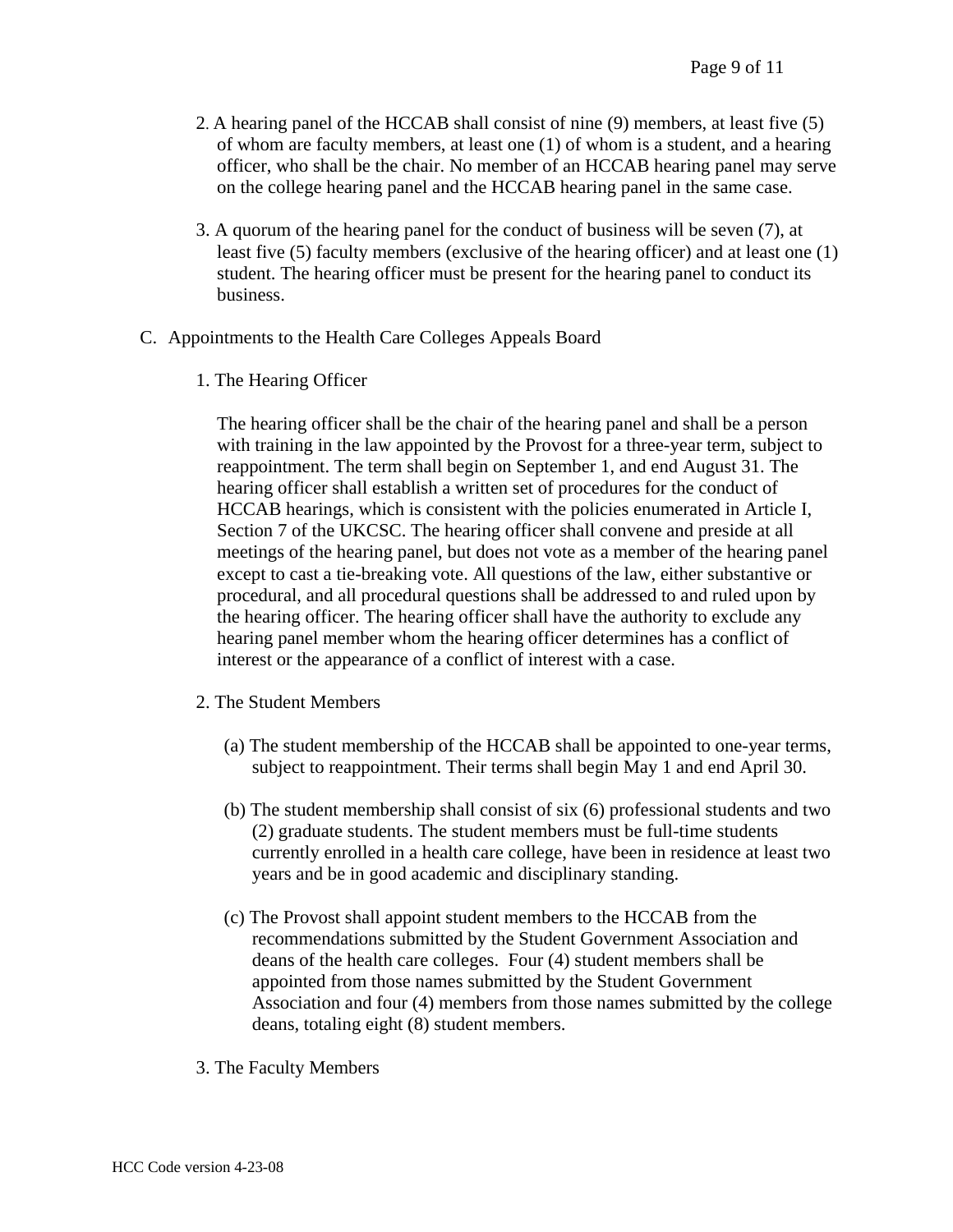2. A hearing panel of the HCCAB shall consist of nine (9) members, at least five (5) of whom are faculty members, at least one (1) of whom is a student, and a hearing officer, who shall be the chair. No member of an HCCAB hearing panel may serve on the college hearing panel and the HCCAB hearing panel in the same case.

3. A quorum of the hearing panel for the conduct of business will be seven (7), at least five (5) faculty members (exclusive of the hearing officer) and at least one (1) student. The hearing officer must be present for the hearing panel to conduct its business.

C. Appointments to the Health Care Colleges Appeals Board

1. The Hearing Officer

The hearing officer shall be the chair of the hearing panel and shall be a person with training in the law appointed by the Provost for a three-year term, subject to reappointment. The term shall begin on September 1, and end August 31. The hearing officer shall establish a written set of procedures for the conduct of HCCAB hearings, which is consistent with the policies enumerated in Article I, Section 7 of the UKCSC. The hearing officer shall convene and preside at all meetings of the hearing panel, but does not vote as a member of the hearing panel except to cast a tie-breaking vote. All questions of the law, either substantive or procedural, and all procedural questions shall be addressed to and ruled upon by the hearing officer. The hearing officer shall have the authority to exclude any hearing panel member whom the hearing officer determines has a conflict of interest or the appearance of a conflict of interest with a case.

2. The Student Members

(a) The student membership of the HCCAB shall be appointed to one-year terms, subject to reappointment. Their terms shall begin May 1 and end April 30.

(b) The student membership shall consist of six (6) professional students and two (2) graduate students. The student members must be full-time students currently enrolled in a health care college, have been in residence at least two years and be in good academic and disciplinary standing.

(c) The Provost shall appoint student members to the HCCAB from the recommendations submitted by the Student Government Association and deans of the health care colleges. Four (4) student members shall be appointed from those names submitted by the Student Government Association and four (4) members from those names submitted by the college deans, totaling eight (8) student members.

3. The Faculty Members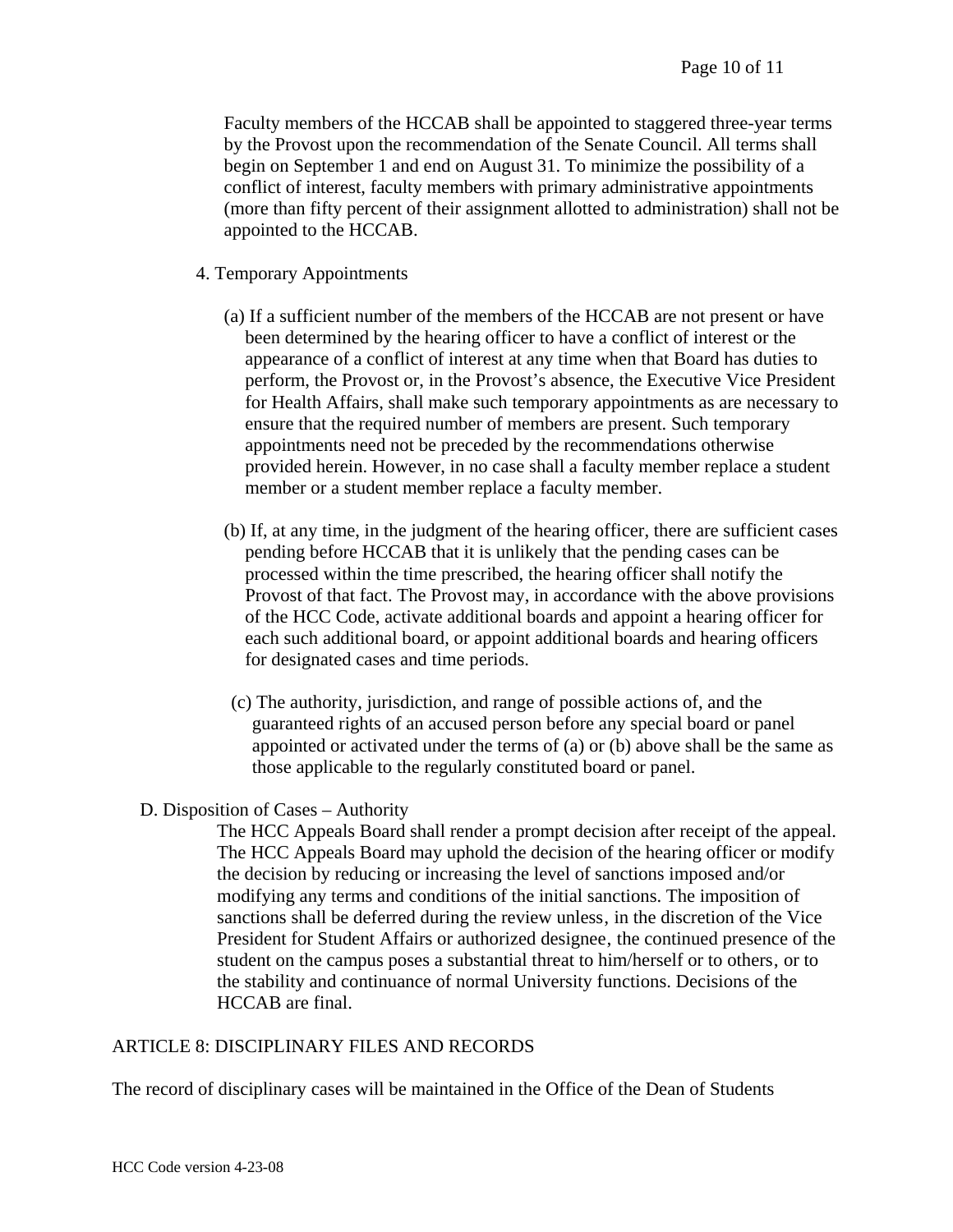Faculty members of the HCCAB shall be appointed to staggered three-year terms by the Provost upon the recommendation of the Senate Council. All terms shall begin on September 1 and end on August 31. To minimize the possibility of a conflict of interest, faculty members with primary administrative appointments (more than fifty percent of their assignment allotted to administration) shall not be appointed to the HCCAB.

4. Temporary Appointments

   (a) If a sufficient number of the members of the HCCAB are not present or have been determined by the hearing officer to have a conflict of interest or the appearance of a conflict of interest at any time when that Board has duties to perform, the Provost or, in the Provost's absence, the Executive Vice President for Health Affairs, shall make such temporary appointments as are necessary to ensure that the required number of members are present. Such temporary appointments need not be preceded by the recommendations otherwise provided herein. However, in no case shall a faculty member replace a student member or a student member replace a faculty member.

   (b) If, at any time, in the judgment of the hearing officer, there are sufficient cases pending before HCCAB that it is unlikely that the pending cases can be processed within the time prescribed, the hearing officer shall notify the Provost of that fact. The Provost may, in accordance with the above provisions of the HCC Code, activate additional boards and appoint a hearing officer for each such additional board, or appoint additional boards and hearing officers for designated cases and time periods.

   (c) The authority, jurisdiction, and range of possible actions of, and the guaranteed rights of an accused person before any special board or panel appointed or activated under the terms of (a) or (b) above shall be the same as those applicable to the regularly constituted board or panel.

D. Disposition of Cases – Authority

The HCC Appeals Board shall render a prompt decision after receipt of the appeal. The HCC Appeals Board may uphold the decision of the hearing officer or modify the decision by reducing or increasing the level of sanctions imposed and/or modifying any terms and conditions of the initial sanctions. The imposition of sanctions shall be deferred during the review unless, in the discretion of the Vice President for Student Affairs or authorized designee, the continued presence of the student on the campus poses a substantial threat to him/herself or to others, or to the stability and continuance of normal University functions. Decisions of the HCCAB are final.

## ARTICLE 8: DISCIPLINARY FILES AND RECORDS

The record of disciplinary cases will be maintained in the Office of the Dean of Students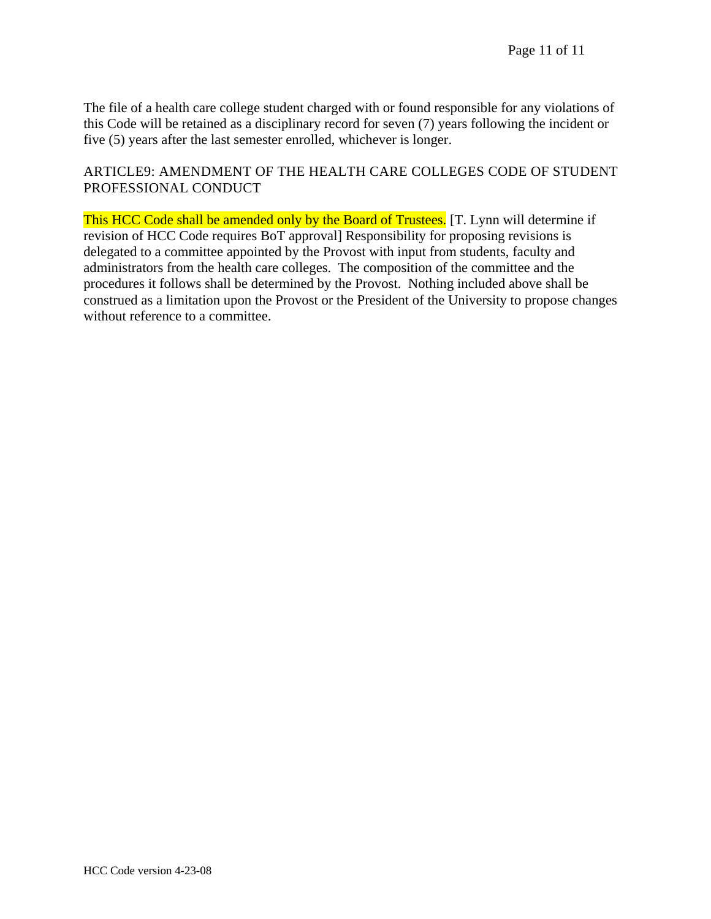The file of a health care college student charged with or found responsible for any violations of this Code will be retained as a disciplinary record for seven (7) years following the incident or five (5) years after the last semester enrolled, whichever is longer.

## ARTICLE9: AMENDMENT OF THE HEALTH CARE COLLEGES CODE OF STUDENT PROFESSIONAL CONDUCT

This HCC Code shall be amended only by the Board of Trustees. [T. Lynn will determine if revision of HCC Code requires BoT approval] Responsibility for proposing revisions is delegated to a committee appointed by the Provost with input from students, faculty and administrators from the health care colleges. The composition of the committee and the procedures it follows shall be determined by the Provost. Nothing included above shall be construed as a limitation upon the Provost or the President of the University to propose changes without reference to a committee.